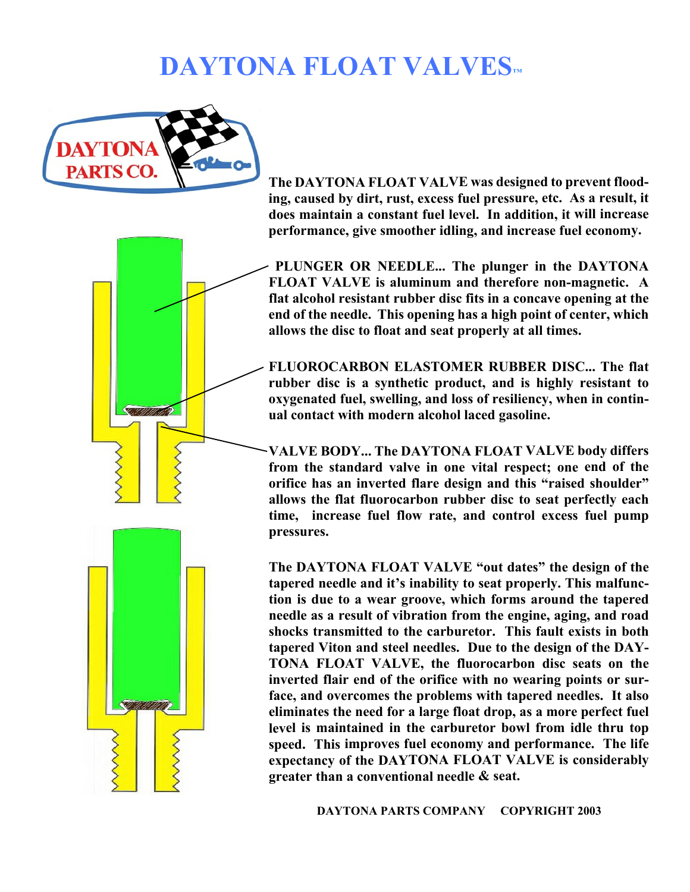# DAYTONA FLOAT VALVES™

DAYTONA PARTS CO.

**The DAYTONA FLOAT VALVE was designed to prevent flooding, caused by dirt, rust, excess fuel pressure, etc. As a result, it does maintain a constant fuel level. In addition, it will increase performance, give smoother idling, and increase fuel economy.**

**PLUNGER OR NEEDLE... The plunger in the DAYTONA FLOAT VALVE is aluminum and therefore non-magnetic. A flat alcohol resistant rubber disc fits in a concave opening at the end of the needle. This opening has a high point of center, which allows the disc to float and seat properly at all times.**

**FLUOROCARBON ELASTOMER RUBBER DISC... The flat rubber disc is a synthetic product, and is highly resistant to oxygenated fuel, swelling, and loss of resiliency, when in continual contact with modern alcohol laced gasoline.**

**VALVE BODY... The DAYTONA FLOAT VALVE body differs from the standard valve in one vital respect; one end of the orifice has an inverted flare design and this "raised shoulder" allows the flat fluorocarbon rubber disc to seat perfectly each time, increase fuel flow rate, and control excess fuel pump pressures.**

**The DAYTONA FLOAT VALVE "out dates" the design of the tapered needle and it's inability to seat properly. This malfunction is due to a wear groove, which forms around the tapered needle as a result of vibration from the engine, aging, and road shocks transmitted to the carburetor. This fault exists in both tapered Viton and steel needles. Due to the design of the DAYTONA FLOAT VALVE, the fluorocarbon disc seats on the inverted flair end of the orifice with no wearing points or surface, and overcomes the problems with tapered needles. It also eliminates the need for a large float drop, as a more perfect fuel level is maintained in the carburetor bowl from idle thru top speed. This improves fuel economy and performance. The life expectancy of the DAYTONA FLOAT VALVE is considerably greater than a conventional needle & seat.**

**DAYTONA PARTS COMPANY COPYRIGHT 2003**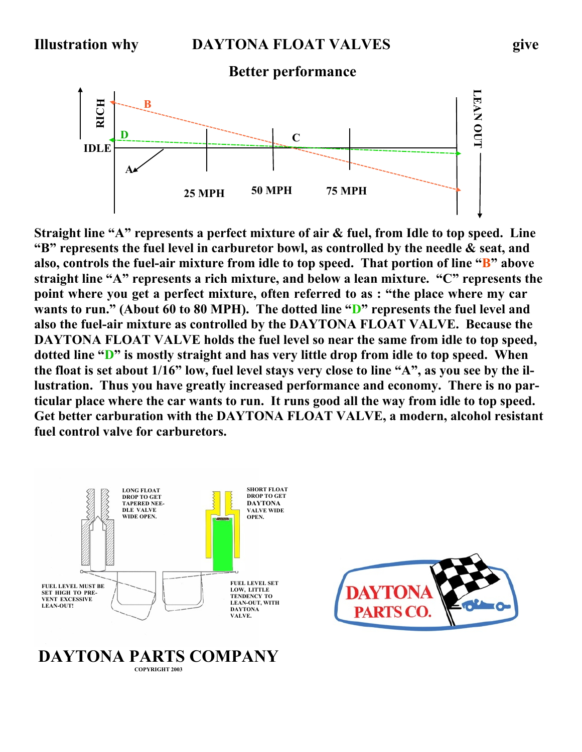# Illustration why DAYTONA FLOAT VALVES give Better performance

RICH

B

D

C

IDLE

A

25 MPH

50 MPH

75 MPH

LEAN OUT

**Straight line "A" represents a perfect mixture of air & fuel, from Idle to top speed. Line "B" represents the fuel level in carburetor bowl, as controlled by the needle & seat, and also, controls the fuel-air mixture from idle to top speed. That portion of line "B" above straight line "A" represents a rich mixture, and below a lean mixture. "C" represents the point where you get a perfect mixture, often referred to as : "the place where my car wants to run." (About 60 to 80 MPH). The dotted line "D" represents the fuel level and also the fuel-air mixture as controlled by the DAYTONA FLOAT VALVE. Because the DAYTONA FLOAT VALVE holds the fuel level so near the same from idle to top speed, dotted line "D" is mostly straight and has very little drop from idle to top speed. When the float is set about 1/16" low, fuel level stays very close to line "A", as you see by the illustration. Thus you have greatly increased performance and economy. There is no particular place where the car wants to run. It runs good all the way from idle to top speed. Get better carburation with the DAYTONA FLOAT VALVE, a modern, alcohol resistant fuel control valve for carburetors.**

LONG FLOAT DROP TO GET TAPERED NEEDLE VALVE WIDE OPEN.

SHORT FLOAT DROP TO GET DAYTONA VALVE WIDE OPEN.

FUEL LEVEL MUST BE SET HIGH TO PREVENT EXCESSIVE LEAN-OUT!

FUEL LEVEL SET LOW, LITTLE TENDENCY TO LEAN-OUT, WITH DAYTONA VALVE.

DAYTONA PARTS CO.

## DAYTONA PARTS COMPANY

COPYRIGHT 2003